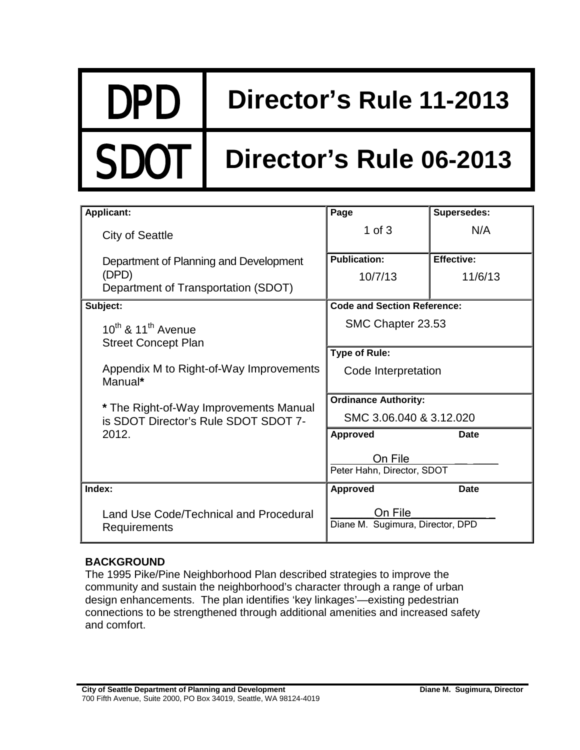| DPD | Director's Rule 11-2013 |
| --- | --- |
| SDOT | Director's Rule 06-2013 |

| Applicant: | Page | Supersedes: |
| --- | --- | --- |
| City of Seattle<br><br>Department of Planning and Development (DPD)<br>Department of Transportation (SDOT) | 1 of 3 | N/A |
| | **Publication:** 10/7/13 | **Effective:** 11/6/13 |
| **Subject:**<br><br>10th & 11th Avenue<br>Street Concept Plan<br><br>Appendix M to Right-of-Way Improvements Manual**\***<br><br>**\*** The Right-of-Way Improvements Manual is SDOT Director's Rule SDOT SDOT 7-2012. | **Code and Section Reference:**<br>SMC Chapter 23.53<br><br>**Type of Rule:**<br>Code Interpretation<br><br>**Ordinance Authority:**<br>SMC 3.06.040 & 3.12.020<br><br>**Approved** **Date**<br>On File<br>Peter Hahn, Director, SDOT | |
| **Index:**<br><br>Land Use Code/Technical and Procedural Requirements | **Approved** **Date**<br>On File<br>Diane M. Sugimura, Director, DPD | |

**BACKGROUND**

The 1995 Pike/Pine Neighborhood Plan described strategies to improve the community and sustain the neighborhood's character through a range of urban design enhancements. The plan identifies 'key linkages'—existing pedestrian connections to be strengthened through additional amenities and increased safety and comfort.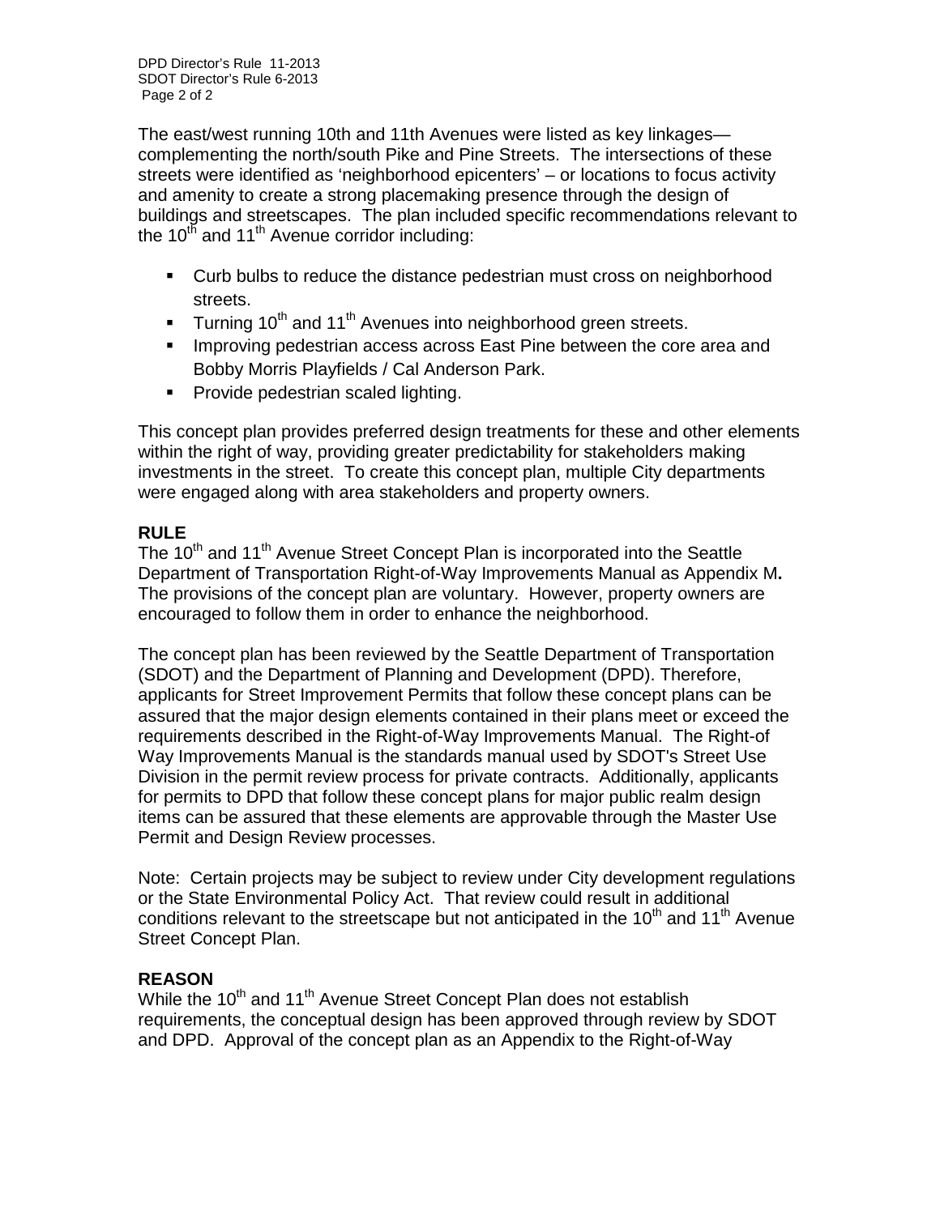The east/west running 10th and 11th Avenues were listed as key linkages—complementing the north/south Pike and Pine Streets. The intersections of these streets were identified as 'neighborhood epicenters' – or locations to focus activity and amenity to create a strong placemaking presence through the design of buildings and streetscapes. The plan included specific recommendations relevant to the 10th and 11th Avenue corridor including:

- Curb bulbs to reduce the distance pedestrian must cross on neighborhood streets.
- Turning 10th and 11th Avenues into neighborhood green streets.
- Improving pedestrian access across East Pine between the core area and Bobby Morris Playfields / Cal Anderson Park.
- Provide pedestrian scaled lighting.

This concept plan provides preferred design treatments for these and other elements within the right of way, providing greater predictability for stakeholders making investments in the street. To create this concept plan, multiple City departments were engaged along with area stakeholders and property owners.

## RULE

The 10th and 11th Avenue Street Concept Plan is incorporated into the Seattle Department of Transportation Right-of-Way Improvements Manual as Appendix M**.** The provisions of the concept plan are voluntary. However, property owners are encouraged to follow them in order to enhance the neighborhood.

The concept plan has been reviewed by the Seattle Department of Transportation (SDOT) and the Department of Planning and Development (DPD). Therefore, applicants for Street Improvement Permits that follow these concept plans can be assured that the major design elements contained in their plans meet or exceed the requirements described in the Right-of-Way Improvements Manual. The Right-of Way Improvements Manual is the standards manual used by SDOT's Street Use Division in the permit review process for private contracts. Additionally, applicants for permits to DPD that follow these concept plans for major public realm design items can be assured that these elements are approvable through the Master Use Permit and Design Review processes.

Note: Certain projects may be subject to review under City development regulations or the State Environmental Policy Act. That review could result in additional conditions relevant to the streetscape but not anticipated in the 10th and 11th Avenue Street Concept Plan.

## REASON

While the 10th and 11th Avenue Street Concept Plan does not establish requirements, the conceptual design has been approved through review by SDOT and DPD. Approval of the concept plan as an Appendix to the Right-of-Way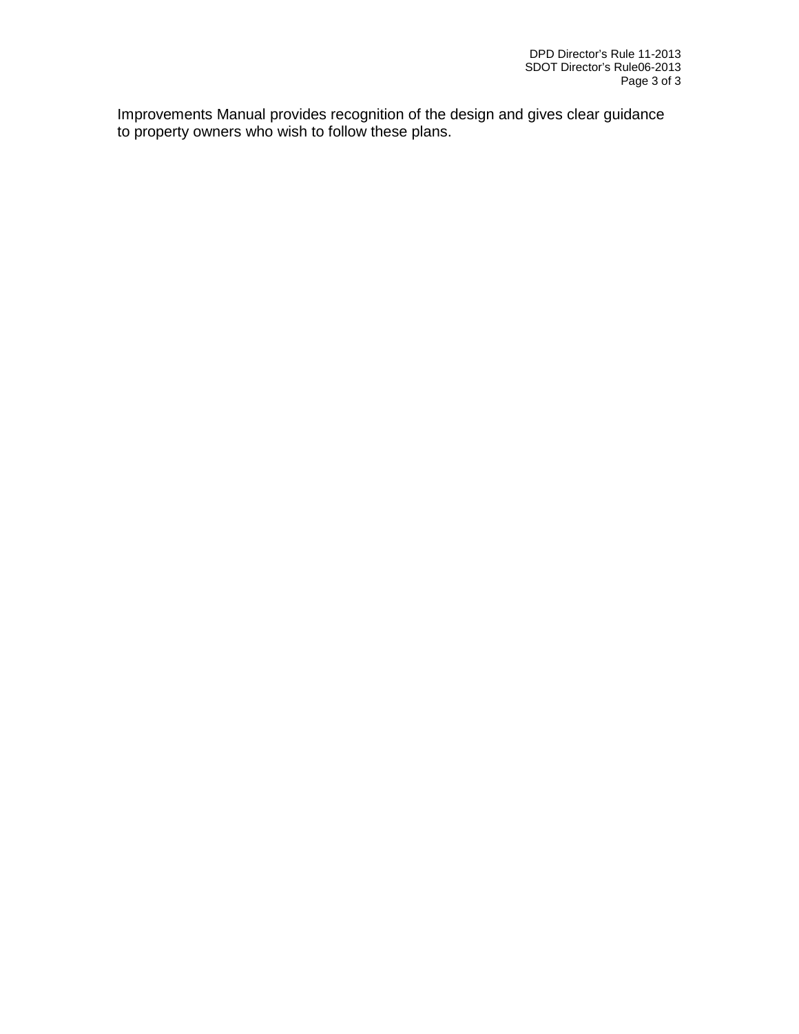Improvements Manual provides recognition of the design and gives clear guidance to property owners who wish to follow these plans.